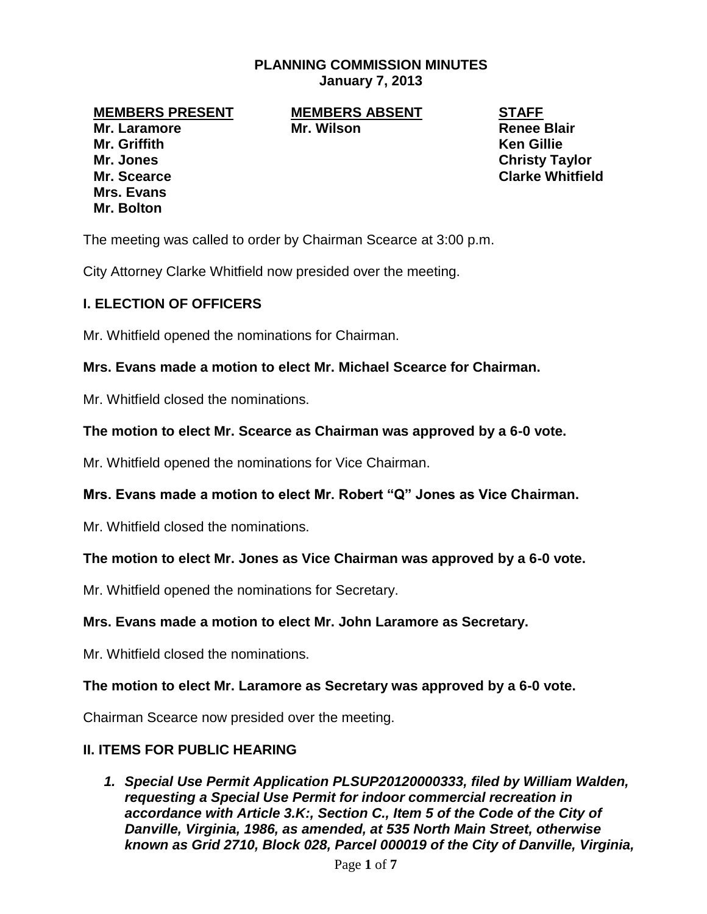**PLANNING COMMISSION MINUTES**
**January 7, 2013**

| MEMBERS PRESENT | MEMBERS ABSENT | STAFF |
|---|---|---|
| Mr. Laramore | Mr. Wilson | Renee Blair |
| Mr. Griffith | | Ken Gillie |
| Mr. Jones | | Christy Taylor |
| Mr. Scearce | | Clarke Whitfield |
| Mrs. Evans | | |
| Mr. Bolton | | |

The meeting was called to order by Chairman Scearce at 3:00 p.m.

City Attorney Clarke Whitfield now presided over the meeting.

## I. ELECTION OF OFFICERS

Mr. Whitfield opened the nominations for Chairman.

**Mrs. Evans made a motion to elect Mr. Michael Scearce for Chairman.**

Mr. Whitfield closed the nominations.

**The motion to elect Mr. Scearce as Chairman was approved by a 6-0 vote.**

Mr. Whitfield opened the nominations for Vice Chairman.

**Mrs. Evans made a motion to elect Mr. Robert "Q" Jones as Vice Chairman.**

Mr. Whitfield closed the nominations.

**The motion to elect Mr. Jones as Vice Chairman was approved by a 6-0 vote.**

Mr. Whitfield opened the nominations for Secretary.

**Mrs. Evans made a motion to elect Mr. John Laramore as Secretary.**

Mr. Whitfield closed the nominations.

**The motion to elect Mr. Laramore as Secretary was approved by a 6-0 vote.**

Chairman Scearce now presided over the meeting.

## II. ITEMS FOR PUBLIC HEARING

1. ***Special Use Permit Application PLSUP20120000333, filed by William Walden, requesting a Special Use Permit for indoor commercial recreation in accordance with Article 3.K:, Section C., Item 5 of the Code of the City of Danville, Virginia, 1986, as amended, at 535 North Main Street, otherwise known as Grid 2710, Block 028, Parcel 000019 of the City of Danville, Virginia,***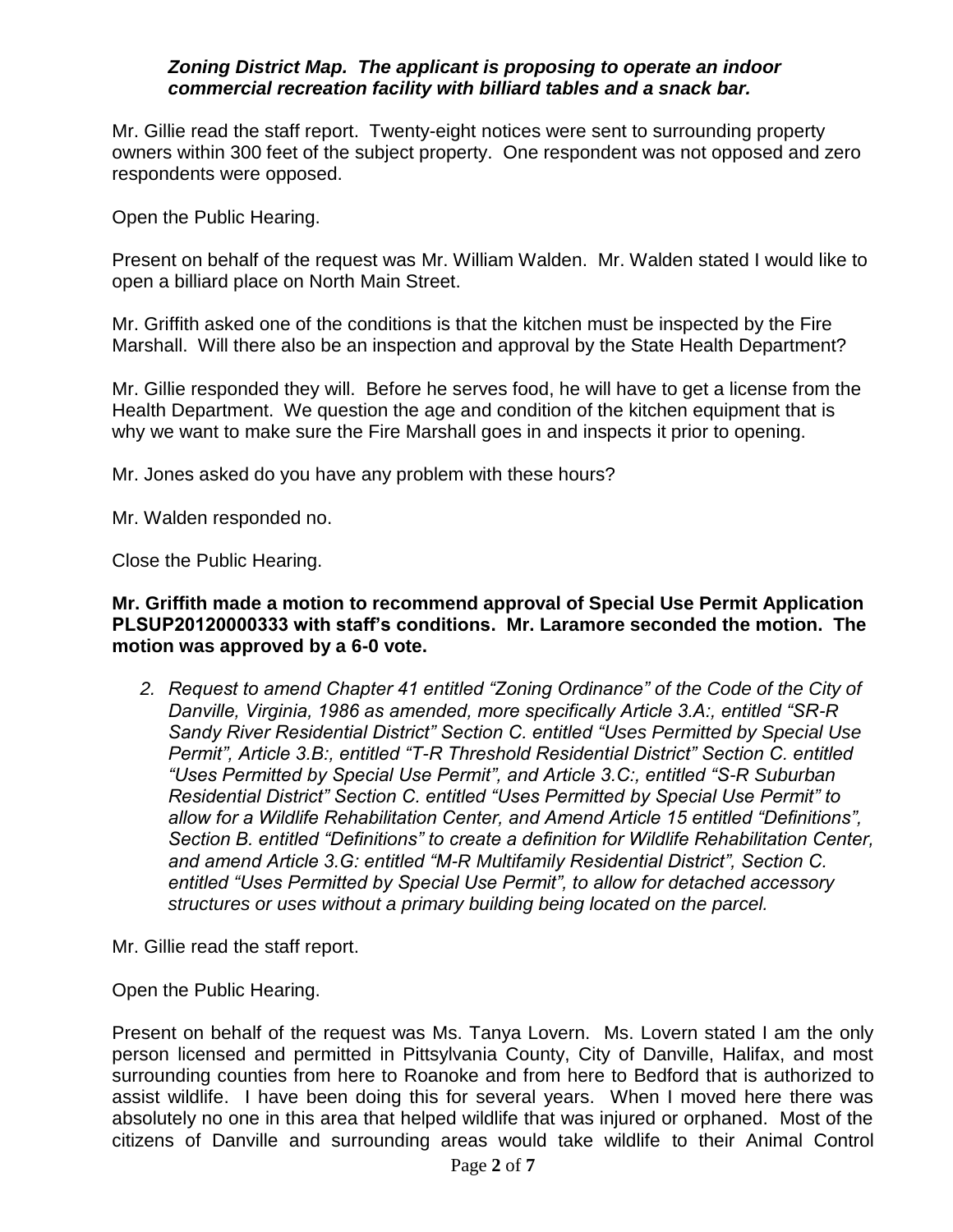***Zoning District Map. The applicant is proposing to operate an indoor commercial recreation facility with billiard tables and a snack bar.***

Mr. Gillie read the staff report. Twenty-eight notices were sent to surrounding property owners within 300 feet of the subject property. One respondent was not opposed and zero respondents were opposed.

Open the Public Hearing.

Present on behalf of the request was Mr. William Walden. Mr. Walden stated I would like to open a billiard place on North Main Street.

Mr. Griffith asked one of the conditions is that the kitchen must be inspected by the Fire Marshall. Will there also be an inspection and approval by the State Health Department?

Mr. Gillie responded they will. Before he serves food, he will have to get a license from the Health Department. We question the age and condition of the kitchen equipment that is why we want to make sure the Fire Marshall goes in and inspects it prior to opening.

Mr. Jones asked do you have any problem with these hours?

Mr. Walden responded no.

Close the Public Hearing.

**Mr. Griffith made a motion to recommend approval of Special Use Permit Application PLSUP20120000333 with staff's conditions. Mr. Laramore seconded the motion. The motion was approved by a 6-0 vote.**

2. *Request to amend Chapter 41 entitled "Zoning Ordinance" of the Code of the City of Danville, Virginia, 1986 as amended, more specifically Article 3.A:, entitled "SR-R Sandy River Residential District" Section C. entitled "Uses Permitted by Special Use Permit", Article 3.B:, entitled "T-R Threshold Residential District" Section C. entitled "Uses Permitted by Special Use Permit", and Article 3.C:, entitled "S-R Suburban Residential District" Section C. entitled "Uses Permitted by Special Use Permit" to allow for a Wildlife Rehabilitation Center, and Amend Article 15 entitled "Definitions", Section B. entitled "Definitions" to create a definition for Wildlife Rehabilitation Center, and amend Article 3.G: entitled "M-R Multifamily Residential District", Section C. entitled "Uses Permitted by Special Use Permit", to allow for detached accessory structures or uses without a primary building being located on the parcel.*

Mr. Gillie read the staff report.

Open the Public Hearing.

Present on behalf of the request was Ms. Tanya Lovern. Ms. Lovern stated I am the only person licensed and permitted in Pittsylvania County, City of Danville, Halifax, and most surrounding counties from here to Roanoke and from here to Bedford that is authorized to assist wildlife. I have been doing this for several years. When I moved here there was absolutely no one in this area that helped wildlife that was injured or orphaned. Most of the citizens of Danville and surrounding areas would take wildlife to their Animal Control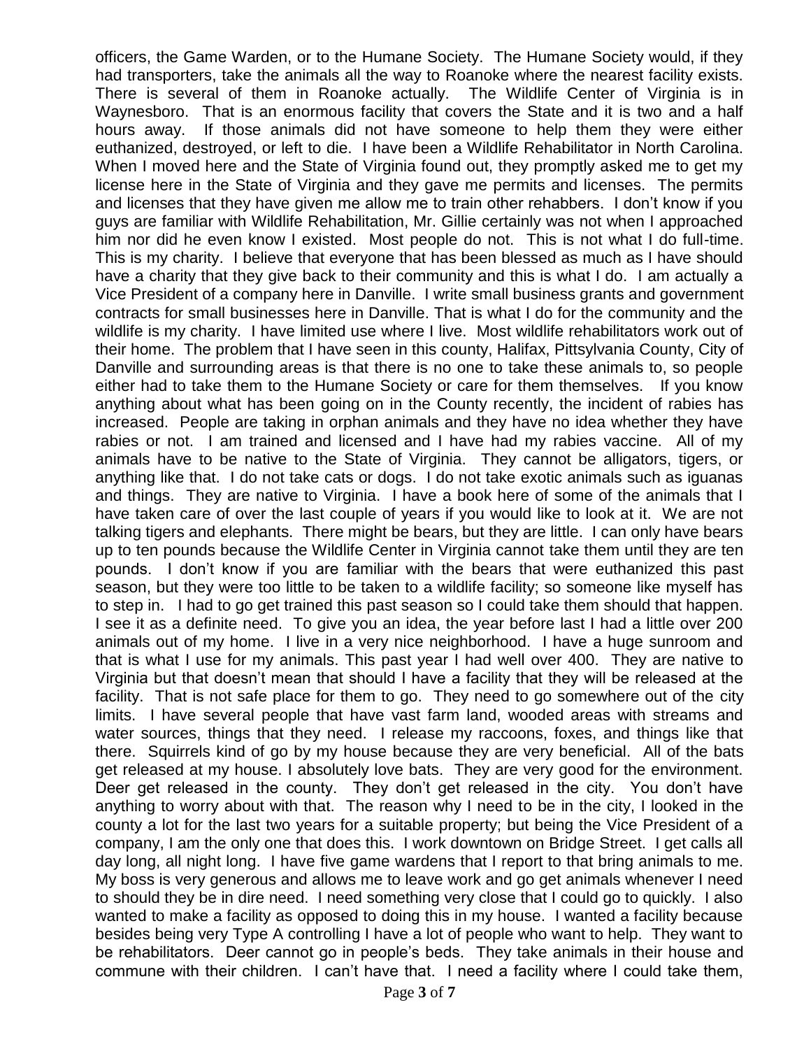officers, the Game Warden, or to the Humane Society. The Humane Society would, if they had transporters, take the animals all the way to Roanoke where the nearest facility exists. There is several of them in Roanoke actually. The Wildlife Center of Virginia is in Waynesboro. That is an enormous facility that covers the State and it is two and a half hours away. If those animals did not have someone to help them they were either euthanized, destroyed, or left to die. I have been a Wildlife Rehabilitator in North Carolina. When I moved here and the State of Virginia found out, they promptly asked me to get my license here in the State of Virginia and they gave me permits and licenses. The permits and licenses that they have given me allow me to train other rehabbers. I don't know if you guys are familiar with Wildlife Rehabilitation, Mr. Gillie certainly was not when I approached him nor did he even know I existed. Most people do not. This is not what I do full-time. This is my charity. I believe that everyone that has been blessed as much as I have should have a charity that they give back to their community and this is what I do. I am actually a Vice President of a company here in Danville. I write small business grants and government contracts for small businesses here in Danville. That is what I do for the community and the wildlife is my charity. I have limited use where I live. Most wildlife rehabilitators work out of their home. The problem that I have seen in this county, Halifax, Pittsylvania County, City of Danville and surrounding areas is that there is no one to take these animals to, so people either had to take them to the Humane Society or care for them themselves. If you know anything about what has been going on in the County recently, the incident of rabies has increased. People are taking in orphan animals and they have no idea whether they have rabies or not. I am trained and licensed and I have had my rabies vaccine. All of my animals have to be native to the State of Virginia. They cannot be alligators, tigers, or anything like that. I do not take cats or dogs. I do not take exotic animals such as iguanas and things. They are native to Virginia. I have a book here of some of the animals that I have taken care of over the last couple of years if you would like to look at it. We are not talking tigers and elephants. There might be bears, but they are little. I can only have bears up to ten pounds because the Wildlife Center in Virginia cannot take them until they are ten pounds. I don't know if you are familiar with the bears that were euthanized this past season, but they were too little to be taken to a wildlife facility; so someone like myself has to step in. I had to go get trained this past season so I could take them should that happen. I see it as a definite need. To give you an idea, the year before last I had a little over 200 animals out of my home. I live in a very nice neighborhood. I have a huge sunroom and that is what I use for my animals. This past year I had well over 400. They are native to Virginia but that doesn't mean that should I have a facility that they will be released at the facility. That is not safe place for them to go. They need to go somewhere out of the city limits. I have several people that have vast farm land, wooded areas with streams and water sources, things that they need. I release my raccoons, foxes, and things like that there. Squirrels kind of go by my house because they are very beneficial. All of the bats get released at my house. I absolutely love bats. They are very good for the environment. Deer get released in the county. They don't get released in the city. You don't have anything to worry about with that. The reason why I need to be in the city, I looked in the county a lot for the last two years for a suitable property; but being the Vice President of a company, I am the only one that does this. I work downtown on Bridge Street. I get calls all day long, all night long. I have five game wardens that I report to that bring animals to me. My boss is very generous and allows me to leave work and go get animals whenever I need to should they be in dire need. I need something very close that I could go to quickly. I also wanted to make a facility as opposed to doing this in my house. I wanted a facility because besides being very Type A controlling I have a lot of people who want to help. They want to be rehabilitators. Deer cannot go in people's beds. They take animals in their house and commune with their children. I can't have that. I need a facility where I could take them,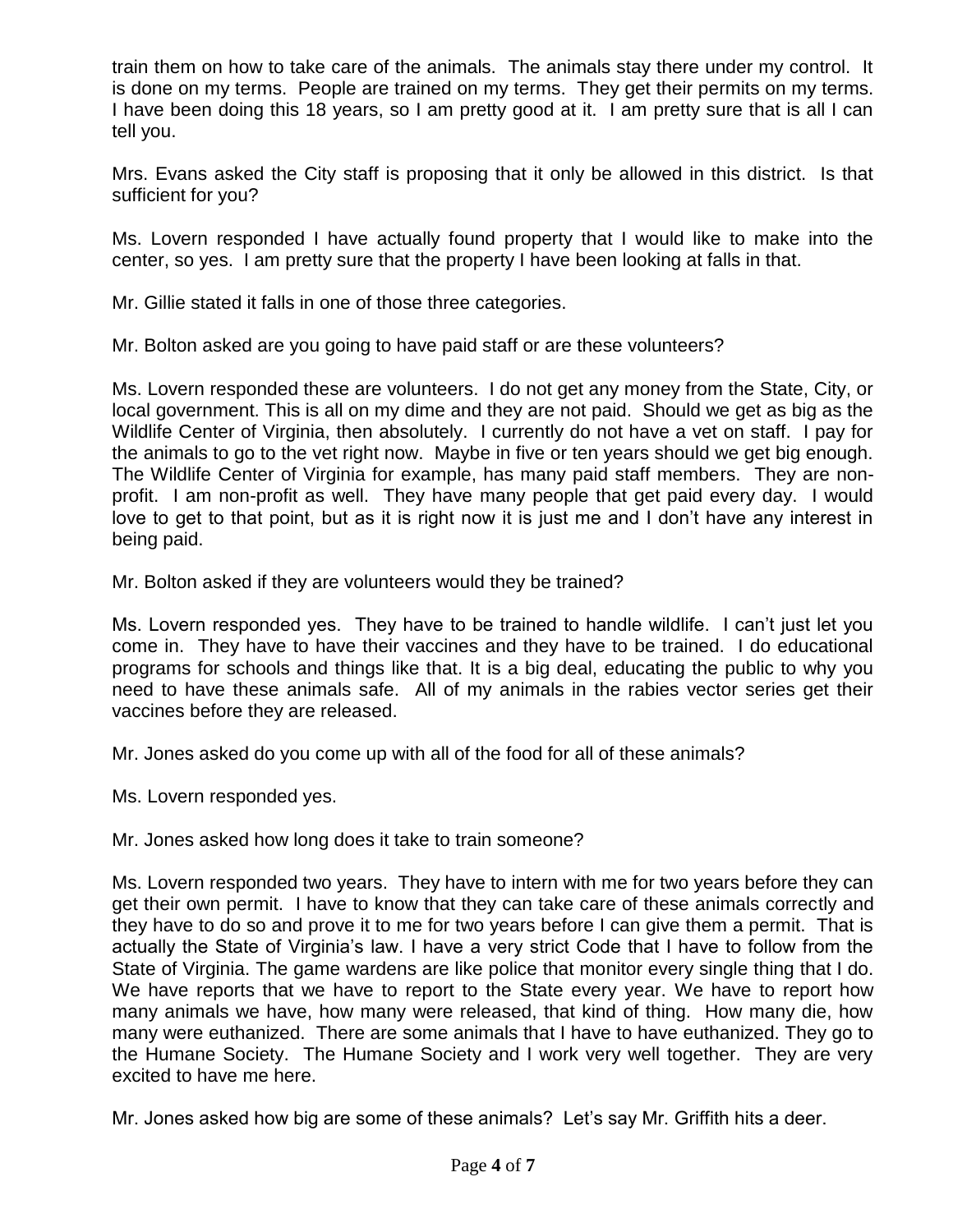train them on how to take care of the animals. The animals stay there under my control. It is done on my terms. People are trained on my terms. They get their permits on my terms. I have been doing this 18 years, so I am pretty good at it. I am pretty sure that is all I can tell you.

Mrs. Evans asked the City staff is proposing that it only be allowed in this district. Is that sufficient for you?

Ms. Lovern responded I have actually found property that I would like to make into the center, so yes. I am pretty sure that the property I have been looking at falls in that.

Mr. Gillie stated it falls in one of those three categories.

Mr. Bolton asked are you going to have paid staff or are these volunteers?

Ms. Lovern responded these are volunteers. I do not get any money from the State, City, or local government. This is all on my dime and they are not paid. Should we get as big as the Wildlife Center of Virginia, then absolutely. I currently do not have a vet on staff. I pay for the animals to go to the vet right now. Maybe in five or ten years should we get big enough. The Wildlife Center of Virginia for example, has many paid staff members. They are non-profit. I am non-profit as well. They have many people that get paid every day. I would love to get to that point, but as it is right now it is just me and I don't have any interest in being paid.

Mr. Bolton asked if they are volunteers would they be trained?

Ms. Lovern responded yes. They have to be trained to handle wildlife. I can't just let you come in. They have to have their vaccines and they have to be trained. I do educational programs for schools and things like that. It is a big deal, educating the public to why you need to have these animals safe. All of my animals in the rabies vector series get their vaccines before they are released.

Mr. Jones asked do you come up with all of the food for all of these animals?

Ms. Lovern responded yes.

Mr. Jones asked how long does it take to train someone?

Ms. Lovern responded two years. They have to intern with me for two years before they can get their own permit. I have to know that they can take care of these animals correctly and they have to do so and prove it to me for two years before I can give them a permit. That is actually the State of Virginia's law. I have a very strict Code that I have to follow from the State of Virginia. The game wardens are like police that monitor every single thing that I do. We have reports that we have to report to the State every year. We have to report how many animals we have, how many were released, that kind of thing. How many die, how many were euthanized. There are some animals that I have to have euthanized. They go to the Humane Society. The Humane Society and I work very well together. They are very excited to have me here.

Mr. Jones asked how big are some of these animals? Let's say Mr. Griffith hits a deer.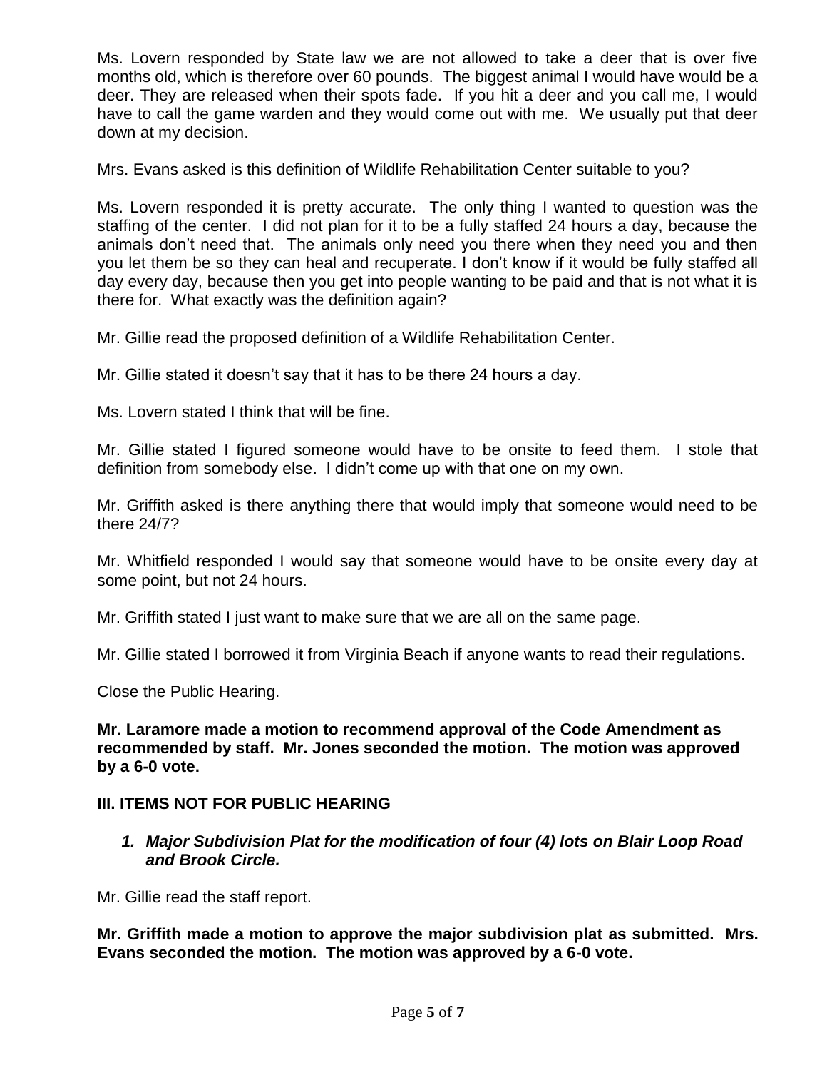Ms. Lovern responded by State law we are not allowed to take a deer that is over five months old, which is therefore over 60 pounds. The biggest animal I would have would be a deer. They are released when their spots fade. If you hit a deer and you call me, I would have to call the game warden and they would come out with me. We usually put that deer down at my decision.

Mrs. Evans asked is this definition of Wildlife Rehabilitation Center suitable to you?

Ms. Lovern responded it is pretty accurate. The only thing I wanted to question was the staffing of the center. I did not plan for it to be a fully staffed 24 hours a day, because the animals don't need that. The animals only need you there when they need you and then you let them be so they can heal and recuperate. I don't know if it would be fully staffed all day every day, because then you get into people wanting to be paid and that is not what it is there for. What exactly was the definition again?

Mr. Gillie read the proposed definition of a Wildlife Rehabilitation Center.

Mr. Gillie stated it doesn't say that it has to be there 24 hours a day.

Ms. Lovern stated I think that will be fine.

Mr. Gillie stated I figured someone would have to be onsite to feed them. I stole that definition from somebody else. I didn't come up with that one on my own.

Mr. Griffith asked is there anything there that would imply that someone would need to be there 24/7?

Mr. Whitfield responded I would say that someone would have to be onsite every day at some point, but not 24 hours.

Mr. Griffith stated I just want to make sure that we are all on the same page.

Mr. Gillie stated I borrowed it from Virginia Beach if anyone wants to read their regulations.

Close the Public Hearing.

**Mr. Laramore made a motion to recommend approval of the Code Amendment as recommended by staff. Mr. Jones seconded the motion. The motion was approved by a 6-0 vote.**

## III. ITEMS NOT FOR PUBLIC HEARING

1. ***Major Subdivision Plat for the modification of four (4) lots on Blair Loop Road and Brook Circle.***

Mr. Gillie read the staff report.

**Mr. Griffith made a motion to approve the major subdivision plat as submitted. Mrs. Evans seconded the motion. The motion was approved by a 6-0 vote.**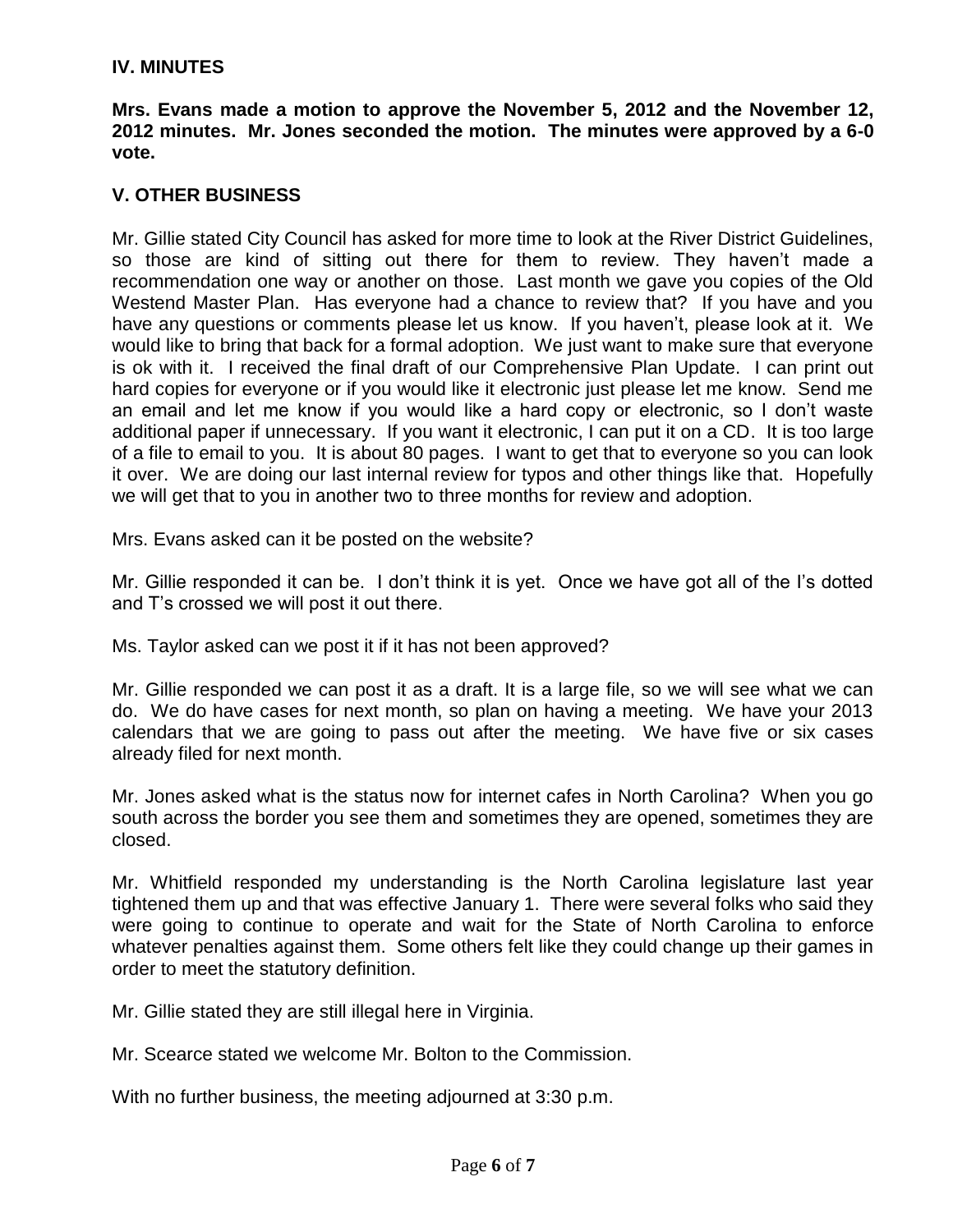## IV. MINUTES

**Mrs. Evans made a motion to approve the November 5, 2012 and the November 12, 2012 minutes. Mr. Jones seconded the motion. The minutes were approved by a 6-0 vote.**

## V. OTHER BUSINESS

Mr. Gillie stated City Council has asked for more time to look at the River District Guidelines, so those are kind of sitting out there for them to review. They haven't made a recommendation one way or another on those. Last month we gave you copies of the Old Westend Master Plan. Has everyone had a chance to review that? If you have and you have any questions or comments please let us know. If you haven't, please look at it. We would like to bring that back for a formal adoption. We just want to make sure that everyone is ok with it. I received the final draft of our Comprehensive Plan Update. I can print out hard copies for everyone or if you would like it electronic just please let me know. Send me an email and let me know if you would like a hard copy or electronic, so I don't waste additional paper if unnecessary. If you want it electronic, I can put it on a CD. It is too large of a file to email to you. It is about 80 pages. I want to get that to everyone so you can look it over. We are doing our last internal review for typos and other things like that. Hopefully we will get that to you in another two to three months for review and adoption.

Mrs. Evans asked can it be posted on the website?

Mr. Gillie responded it can be. I don't think it is yet. Once we have got all of the I's dotted and T's crossed we will post it out there.

Ms. Taylor asked can we post it if it has not been approved?

Mr. Gillie responded we can post it as a draft. It is a large file, so we will see what we can do. We do have cases for next month, so plan on having a meeting. We have your 2013 calendars that we are going to pass out after the meeting. We have five or six cases already filed for next month.

Mr. Jones asked what is the status now for internet cafes in North Carolina? When you go south across the border you see them and sometimes they are opened, sometimes they are closed.

Mr. Whitfield responded my understanding is the North Carolina legislature last year tightened them up and that was effective January 1. There were several folks who said they were going to continue to operate and wait for the State of North Carolina to enforce whatever penalties against them. Some others felt like they could change up their games in order to meet the statutory definition.

Mr. Gillie stated they are still illegal here in Virginia.

Mr. Scearce stated we welcome Mr. Bolton to the Commission.

With no further business, the meeting adjourned at 3:30 p.m.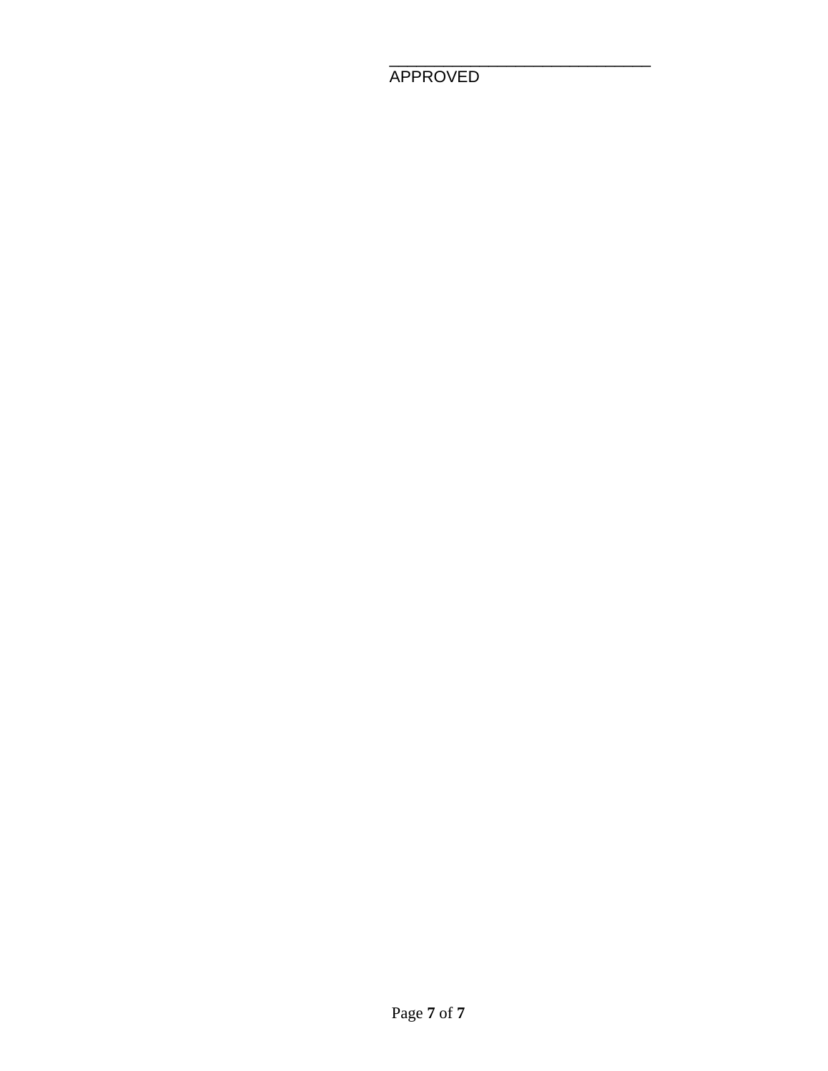\_\_\_\_\_\_\_\_\_\_\_\_\_\_\_\_\_\_\_\_\_\_\_\_\_\_\_\_\_\_

APPROVED